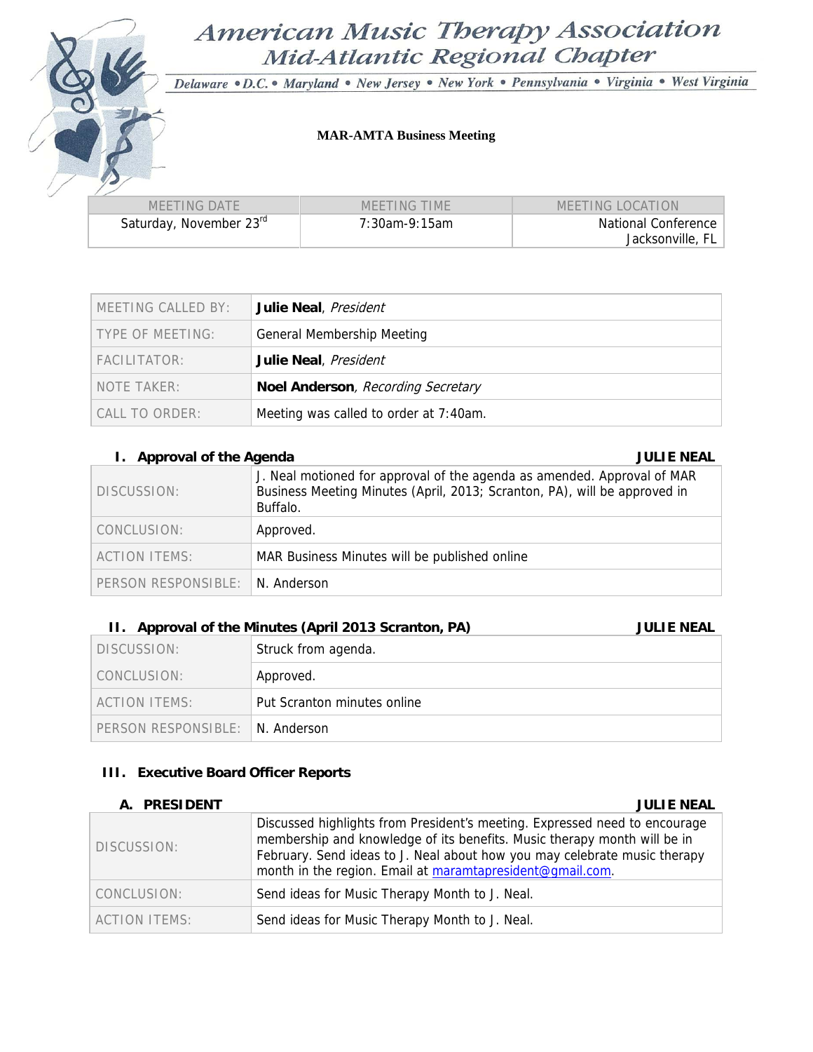# American Music Therapy Association
## Mid-Atlantic Regional Chapter

*Delaware • D.C. • Maryland • New Jersey • New York • Pennsylvania • Virginia • West Virginia*

**MAR-AMTA Business Meeting**

| MEETING DATE | MEETING TIME | MEETING LOCATION |
|---|---|---|
| Saturday, November 23rd | 7:30am-9:15am | National Conference Jacksonville, FL |

| | |
|---|---|
| MEETING CALLED BY: | **Julie Neal**, *President* |
| TYPE OF MEETING: | General Membership Meeting |
| FACILITATOR: | **Julie Neal**, *President* |
| NOTE TAKER: | **Noel Anderson**, *Recording Secretary* |
| CALL TO ORDER: | Meeting was called to order at 7:40am. |

### I. Approval of the Agenda — JULIE NEAL

| | |
|---|---|
| DISCUSSION: | J. Neal motioned for approval of the agenda as amended. Approval of MAR Business Meeting Minutes (April, 2013; Scranton, PA), will be approved in Buffalo. |
| CONCLUSION: | Approved. |
| ACTION ITEMS: | MAR Business Minutes will be published online |
| PERSON RESPONSIBLE: | N. Anderson |

### II. Approval of the Minutes (April 2013 Scranton, PA) — JULIE NEAL

| | |
|---|---|
| DISCUSSION: | Struck from agenda. |
| CONCLUSION: | Approved. |
| ACTION ITEMS: | Put Scranton minutes online |
| PERSON RESPONSIBLE: | N. Anderson |

### III. Executive Board Officer Reports

#### A. PRESIDENT — JULIE NEAL

| | |
|---|---|
| DISCUSSION: | Discussed highlights from President's meeting. Expressed need to encourage membership and knowledge of its benefits. Music therapy month will be in February. Send ideas to J. Neal about how you may celebrate music therapy month in the region. Email at maramtapresident@gmail.com. |
| CONCLUSION: | Send ideas for Music Therapy Month to J. Neal. |
| ACTION ITEMS: | Send ideas for Music Therapy Month to J. Neal. |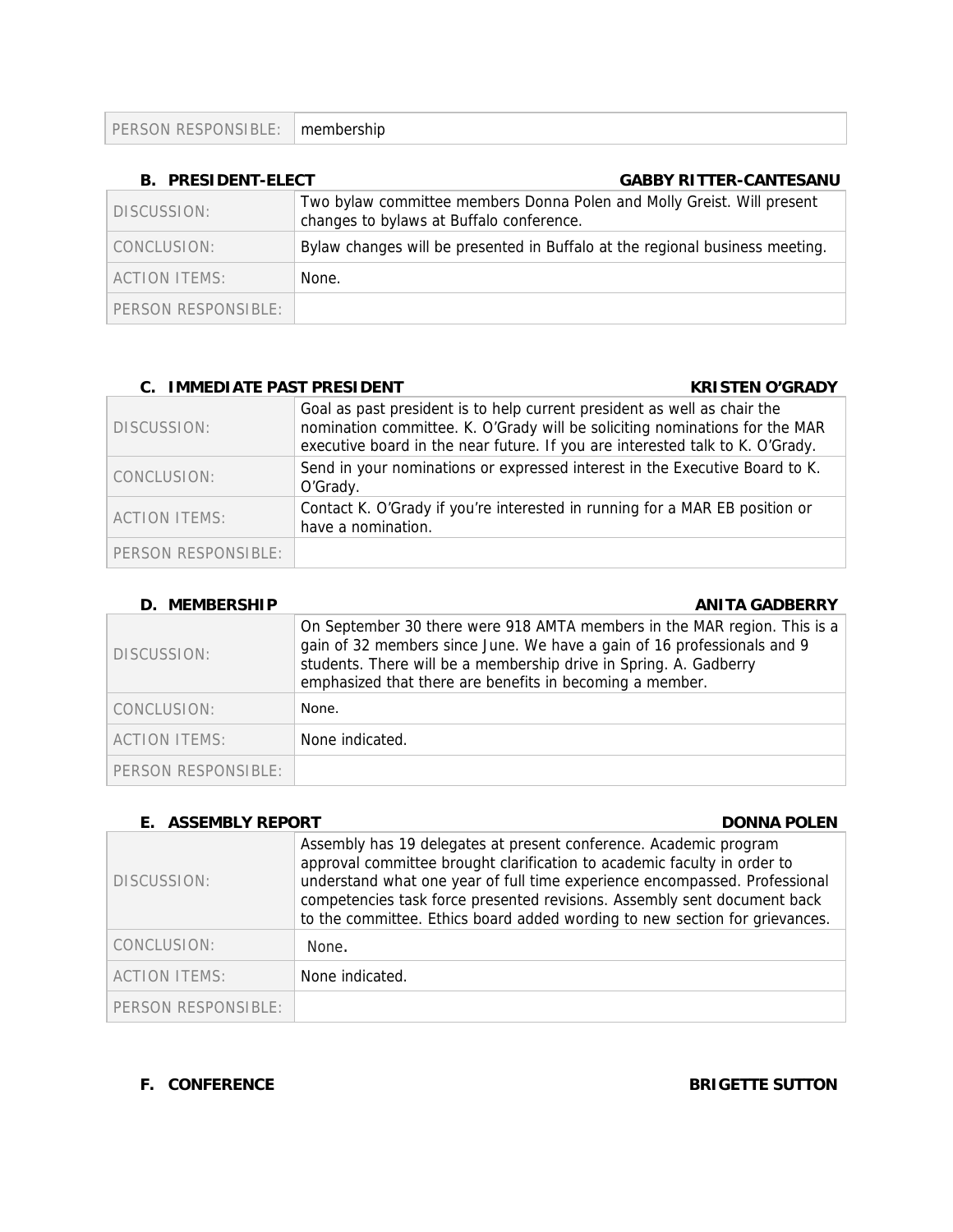| PERSON RESPONSIBLE: | membership |
|---|---|

### B. PRESIDENT-ELECT — GABBY RITTER-CANTESANU

| DISCUSSION: | Two bylaw committee members Donna Polen and Molly Greist. Will present changes to bylaws at Buffalo conference. |
|---|---|
| CONCLUSION: | Bylaw changes will be presented in Buffalo at the regional business meeting. |
| ACTION ITEMS: | None. |
| PERSON RESPONSIBLE: | |

### C. IMMEDIATE PAST PRESIDENT — KRISTEN O'GRADY

| DISCUSSION: | Goal as past president is to help current president as well as chair the nomination committee. K. O'Grady will be soliciting nominations for the MAR executive board in the near future. If you are interested talk to K. O'Grady. |
|---|---|
| CONCLUSION: | Send in your nominations or expressed interest in the Executive Board to K. O'Grady. |
| ACTION ITEMS: | Contact K. O'Grady if you're interested in running for a MAR EB position or have a nomination. |
| PERSON RESPONSIBLE: | |

### D. MEMBERSHIP — ANITA GADBERRY

| DISCUSSION: | On September 30 there were 918 AMTA members in the MAR region. This is a gain of 32 members since June. We have a gain of 16 professionals and 9 students. There will be a membership drive in Spring. A. Gadberry emphasized that there are benefits in becoming a member. |
|---|---|
| CONCLUSION: | None. |
| ACTION ITEMS: | None indicated. |
| PERSON RESPONSIBLE: | |

### E. ASSEMBLY REPORT — DONNA POLEN

| DISCUSSION: | Assembly has 19 delegates at present conference. Academic program approval committee brought clarification to academic faculty in order to understand what one year of full time experience encompassed. Professional competencies task force presented revisions. Assembly sent document back to the committee. Ethics board added wording to new section for grievances. |
|---|---|
| CONCLUSION: | None. |
| ACTION ITEMS: | None indicated. |
| PERSON RESPONSIBLE: | |

### F. CONFERENCE — BRIGETTE SUTTON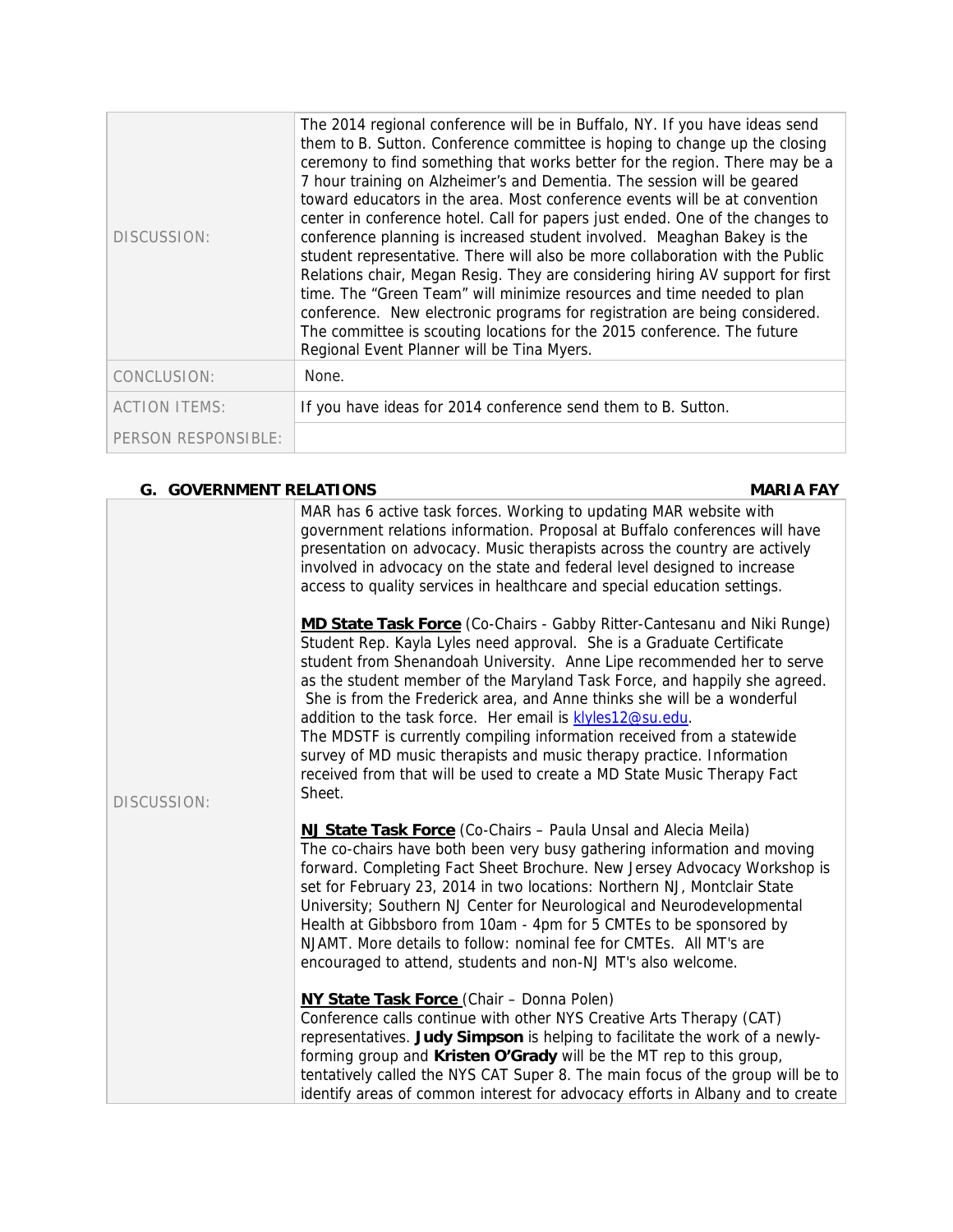| | |
|---|---|
| DISCUSSION: | The 2014 regional conference will be in Buffalo, NY. If you have ideas send them to B. Sutton. Conference committee is hoping to change up the closing ceremony to find something that works better for the region. There may be a 7 hour training on Alzheimer's and Dementia. The session will be geared toward educators in the area. Most conference events will be at convention center in conference hotel. Call for papers just ended. One of the changes to conference planning is increased student involved. Meaghan Bakey is the student representative. There will also be more collaboration with the Public Relations chair, Megan Resig. They are considering hiring AV support for first time. The "Green Team" will minimize resources and time needed to plan conference. New electronic programs for registration are being considered. The committee is scouting locations for the 2015 conference. The future Regional Event Planner will be Tina Myers. |
| CONCLUSION: | None. |
| ACTION ITEMS: | If you have ideas for 2014 conference send them to B. Sutton. |
| PERSON RESPONSIBLE: | |

### G. GOVERNMENT RELATIONS — MARIA FAY

| | |
|---|---|
| DISCUSSION: | MAR has 6 active task forces. Working to updating MAR website with government relations information. Proposal at Buffalo conferences will have presentation on advocacy. Music therapists across the country are actively involved in advocacy on the state and federal level designed to increase access to quality services in healthcare and special education settings.<br><br>**MD State Task Force** (Co-Chairs - Gabby Ritter-Cantesanu and Niki Runge) Student Rep. Kayla Lyles need approval. She is a Graduate Certificate student from Shenandoah University. Anne Lipe recommended her to serve as the student member of the Maryland Task Force, and happily she agreed. She is from the Frederick area, and Anne thinks she will be a wonderful addition to the task force. Her email is klyles12@su.edu.<br>The MDSTF is currently compiling information received from a statewide survey of MD music therapists and music therapy practice. Information received from that will be used to create a MD State Music Therapy Fact Sheet.<br><br>**NJ State Task Force** (Co-Chairs – Paula Unsal and Alecia Meila) The co-chairs have both been very busy gathering information and moving forward. Completing Fact Sheet Brochure. New Jersey Advocacy Workshop is set for February 23, 2014 in two locations: Northern NJ, Montclair State University; Southern NJ Center for Neurological and Neurodevelopmental Health at Gibbsboro from 10am - 4pm for 5 CMTEs to be sponsored by NJAMT. More details to follow: nominal fee for CMTEs. All MT's are encouraged to attend, students and non-NJ MT's also welcome.<br><br>**NY State Task Force** (Chair – Donna Polen)<br>Conference calls continue with other NYS Creative Arts Therapy (CAT) representatives. **Judy Simpson** is helping to facilitate the work of a newly-forming group and **Kristen O'Grady** will be the MT rep to this group, tentatively called the NYS CAT Super 8. The main focus of the group will be to identify areas of common interest for advocacy efforts in Albany and to create |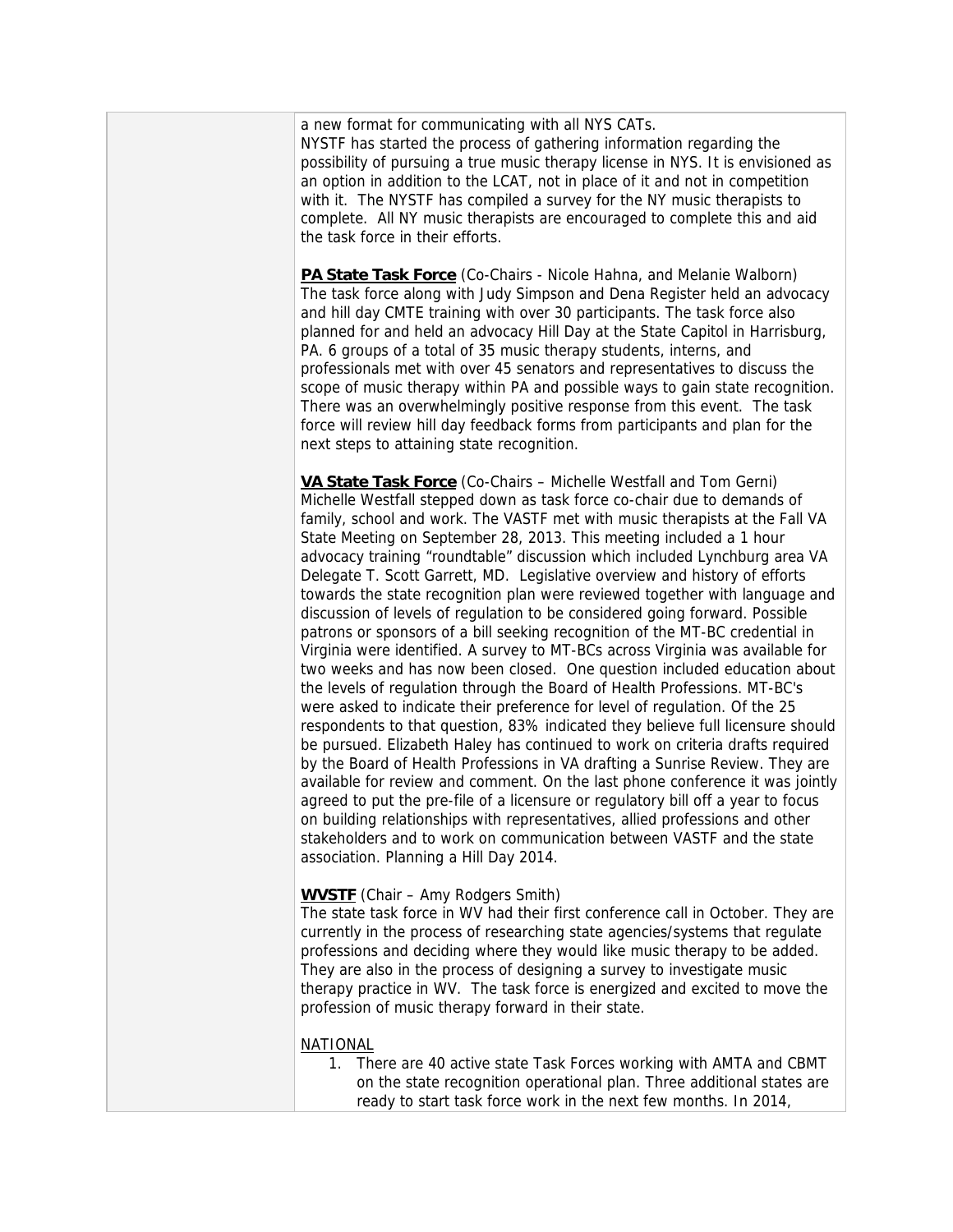a new format for communicating with all NYS CATs.

NYSTF has started the process of gathering information regarding the possibility of pursuing a true music therapy license in NYS. It is envisioned as an option in addition to the LCAT, not in place of it and not in competition with it. The NYSTF has compiled a survey for the NY music therapists to complete. All NY music therapists are encouraged to complete this and aid the task force in their efforts.

**PA State Task Force** (Co-Chairs - Nicole Hahna, and Melanie Walborn)
The task force along with Judy Simpson and Dena Register held an advocacy and hill day CMTE training with over 30 participants. The task force also planned for and held an advocacy Hill Day at the State Capitol in Harrisburg, PA. 6 groups of a total of 35 music therapy students, interns, and professionals met with over 45 senators and representatives to discuss the scope of music therapy within PA and possible ways to gain state recognition. There was an overwhelmingly positive response from this event. The task force will review hill day feedback forms from participants and plan for the next steps to attaining state recognition.

**VA State Task Force** (Co-Chairs – Michelle Westfall and Tom Gerni)
Michelle Westfall stepped down as task force co-chair due to demands of family, school and work. The VASTF met with music therapists at the Fall VA State Meeting on September 28, 2013. This meeting included a 1 hour advocacy training "roundtable" discussion which included Lynchburg area VA Delegate T. Scott Garrett, MD. Legislative overview and history of efforts towards the state recognition plan were reviewed together with language and discussion of levels of regulation to be considered going forward. Possible patrons or sponsors of a bill seeking recognition of the MT-BC credential in Virginia were identified. A survey to MT-BCs across Virginia was available for two weeks and has now been closed. One question included education about the levels of regulation through the Board of Health Professions. MT-BC's were asked to indicate their preference for level of regulation. Of the 25 respondents to that question, 83% indicated they believe full licensure should be pursued. Elizabeth Haley has continued to work on criteria drafts required by the Board of Health Professions in VA drafting a Sunrise Review. They are available for review and comment. On the last phone conference it was jointly agreed to put the pre-file of a licensure or regulatory bill off a year to focus on building relationships with representatives, allied professions and other stakeholders and to work on communication between VASTF and the state association. Planning a Hill Day 2014.

**WVSTF** (Chair – Amy Rodgers Smith)
The state task force in WV had their first conference call in October. They are currently in the process of researching state agencies/systems that regulate professions and deciding where they would like music therapy to be added. They are also in the process of designing a survey to investigate music therapy practice in WV. The task force is energized and excited to move the profession of music therapy forward in their state.

NATIONAL

1. There are 40 active state Task Forces working with AMTA and CBMT on the state recognition operational plan. Three additional states are ready to start task force work in the next few months. In 2014,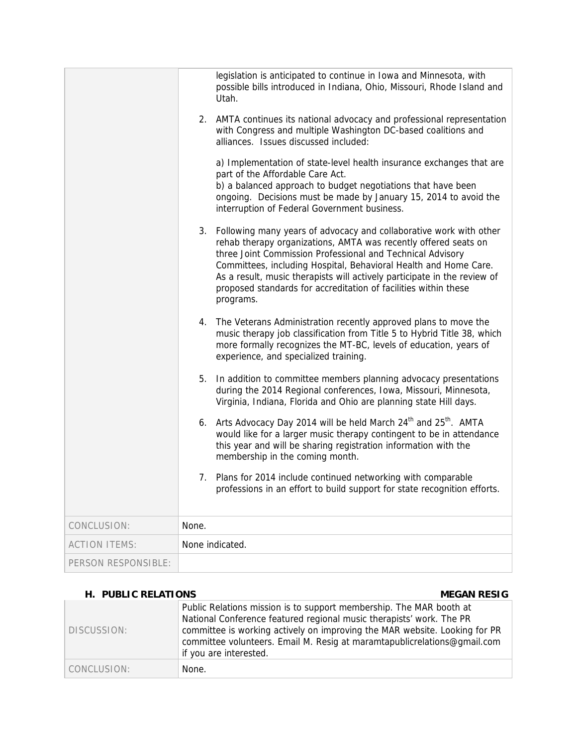| | |
|---|---|
| | legislation is anticipated to continue in Iowa and Minnesota, with possible bills introduced in Indiana, Ohio, Missouri, Rhode Island and Utah.<br><br>2. AMTA continues its national advocacy and professional representation with Congress and multiple Washington DC-based coalitions and alliances. Issues discussed included:<br><br>a) Implementation of state-level health insurance exchanges that are part of the Affordable Care Act.<br>b) a balanced approach to budget negotiations that have been ongoing. Decisions must be made by January 15, 2014 to avoid the interruption of Federal Government business.<br><br>3. Following many years of advocacy and collaborative work with other rehab therapy organizations, AMTA was recently offered seats on three Joint Commission Professional and Technical Advisory Committees, including Hospital, Behavioral Health and Home Care. As a result, music therapists will actively participate in the review of proposed standards for accreditation of facilities within these programs.<br><br>4. The Veterans Administration recently approved plans to move the music therapy job classification from Title 5 to Hybrid Title 38, which more formally recognizes the MT-BC, levels of education, years of experience, and specialized training.<br><br>5. In addition to committee members planning advocacy presentations during the 2014 Regional conferences, Iowa, Missouri, Minnesota, Virginia, Indiana, Florida and Ohio are planning state Hill days.<br><br>6. Arts Advocacy Day 2014 will be held March 24th and 25th. AMTA would like for a larger music therapy contingent to be in attendance this year and will be sharing registration information with the membership in the coming month.<br><br>7. Plans for 2014 include continued networking with comparable professions in an effort to build support for state recognition efforts. |
| CONCLUSION: | None. |
| ACTION ITEMS: | None indicated. |
| PERSON RESPONSIBLE: | |

### H. PUBLIC RELATIONS — MEGAN RESIG

| | |
|---|---|
| DISCUSSION: | Public Relations mission is to support membership. The MAR booth at National Conference featured regional music therapists' work. The PR committee is working actively on improving the MAR website. Looking for PR committee volunteers. Email M. Resig at maramtapublicrelations@gmail.com if you are interested. |
| CONCLUSION: | None. |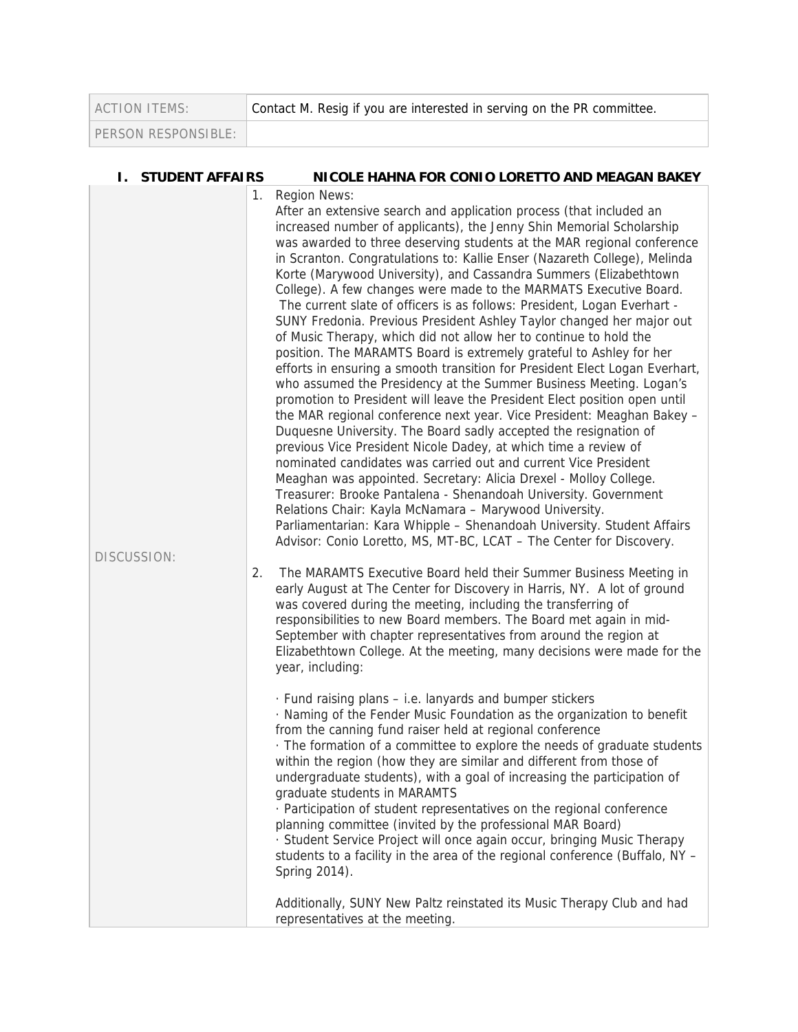| ACTION ITEMS: | Contact M. Resig if you are interested in serving on the PR committee. |
|---|---|
| PERSON RESPONSIBLE: | |

## I. STUDENT AFFAIRS NICOLE HAHNA FOR CONIO LORETTO AND MEAGAN BAKEY

| | |
|---|---|
| DISCUSSION: | 1. Region News:<br>After an extensive search and application process (that included an increased number of applicants), the Jenny Shin Memorial Scholarship was awarded to three deserving students at the MAR regional conference in Scranton. Congratulations to: Kallie Enser (Nazareth College), Melinda Korte (Marywood University), and Cassandra Summers (Elizabethtown College). A few changes were made to the MARMATS Executive Board. The current slate of officers is as follows: President, Logan Everhart - SUNY Fredonia. Previous President Ashley Taylor changed her major out of Music Therapy, which did not allow her to continue to hold the position. The MARAMTS Board is extremely grateful to Ashley for her efforts in ensuring a smooth transition for President Elect Logan Everhart, who assumed the Presidency at the Summer Business Meeting. Logan's promotion to President will leave the President Elect position open until the MAR regional conference next year. Vice President: Meaghan Bakey – Duquesne University. The Board sadly accepted the resignation of previous Vice President Nicole Dadey, at which time a review of nominated candidates was carried out and current Vice President Meaghan was appointed. Secretary: Alicia Drexel - Molloy College. Treasurer: Brooke Pantalena - Shenandoah University. Government Relations Chair: Kayla McNamara – Marywood University. Parliamentarian: Kara Whipple – Shenandoah University. Student Affairs Advisor: Conio Loretto, MS, MT-BC, LCAT – The Center for Discovery.<br><br>2. The MARAMTS Executive Board held their Summer Business Meeting in early August at The Center for Discovery in Harris, NY. A lot of ground was covered during the meeting, including the transferring of responsibilities to new Board members. The Board met again in mid-September with chapter representatives from around the region at Elizabethtown College. At the meeting, many decisions were made for the year, including:<br><br>· Fund raising plans – i.e. lanyards and bumper stickers<br>· Naming of the Fender Music Foundation as the organization to benefit from the canning fund raiser held at regional conference<br>· The formation of a committee to explore the needs of graduate students within the region (how they are similar and different from those of undergraduate students), with a goal of increasing the participation of graduate students in MARAMTS<br>· Participation of student representatives on the regional conference planning committee (invited by the professional MAR Board)<br>· Student Service Project will once again occur, bringing Music Therapy students to a facility in the area of the regional conference (Buffalo, NY – Spring 2014).<br><br>Additionally, SUNY New Paltz reinstated its Music Therapy Club and had representatives at the meeting. |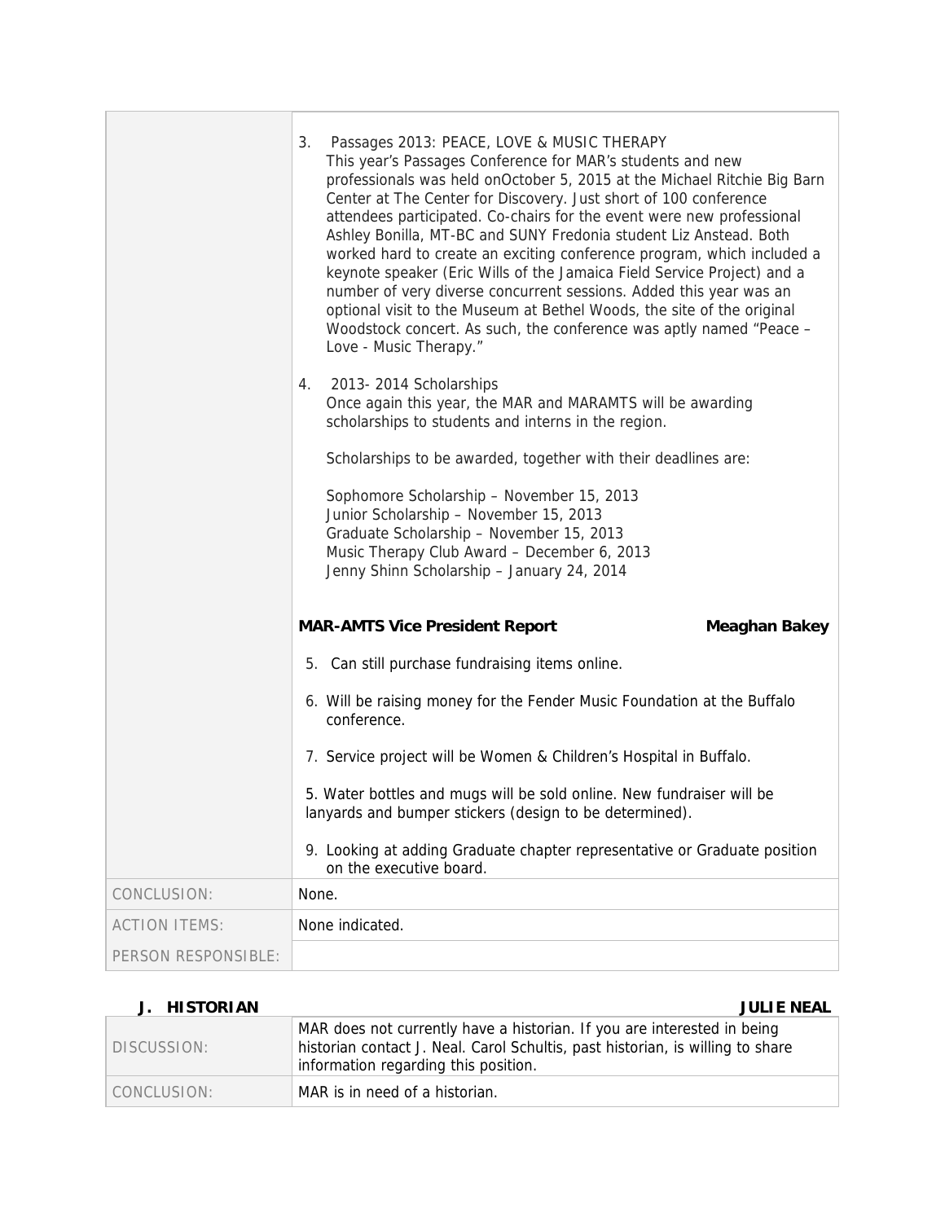| | |
|---|---|
| | 3. Passages 2013: PEACE, LOVE & MUSIC THERAPY<br>This year's Passages Conference for MAR's students and new professionals was held onOctober 5, 2015 at the Michael Ritchie Big Barn Center at The Center for Discovery. Just short of 100 conference attendees participated. Co-chairs for the event were new professional Ashley Bonilla, MT-BC and SUNY Fredonia student Liz Anstead. Both worked hard to create an exciting conference program, which included a keynote speaker (Eric Wills of the Jamaica Field Service Project) and a number of very diverse concurrent sessions. Added this year was an optional visit to the Museum at Bethel Woods, the site of the original Woodstock concert. As such, the conference was aptly named "Peace – Love - Music Therapy."<br><br>4. 2013- 2014 Scholarships<br>Once again this year, the MAR and MARAMTS will be awarding scholarships to students and interns in the region.<br><br>Scholarships to be awarded, together with their deadlines are:<br><br>Sophomore Scholarship – November 15, 2013<br>Junior Scholarship – November 15, 2013<br>Graduate Scholarship – November 15, 2013<br>Music Therapy Club Award – December 6, 2013<br>Jenny Shinn Scholarship – January 24, 2014<br><br>**MAR-AMTS Vice President Report** **Meaghan Bakey**<br><br>5. Can still purchase fundraising items online.<br><br>6. Will be raising money for the Fender Music Foundation at the Buffalo conference.<br><br>7. Service project will be Women & Children's Hospital in Buffalo.<br><br>5. Water bottles and mugs will be sold online. New fundraiser will be lanyards and bumper stickers (design to be determined).<br><br>9. Looking at adding Graduate chapter representative or Graduate position on the executive board. |
| CONCLUSION: | None. |
| ACTION ITEMS: | None indicated. |
| PERSON RESPONSIBLE: | |

**J. HISTORIAN** **JULIE NEAL**

| | |
|---|---|
| DISCUSSION: | MAR does not currently have a historian. If you are interested in being historian contact J. Neal. Carol Schultis, past historian, is willing to share information regarding this position. |
| CONCLUSION: | MAR is in need of a historian. |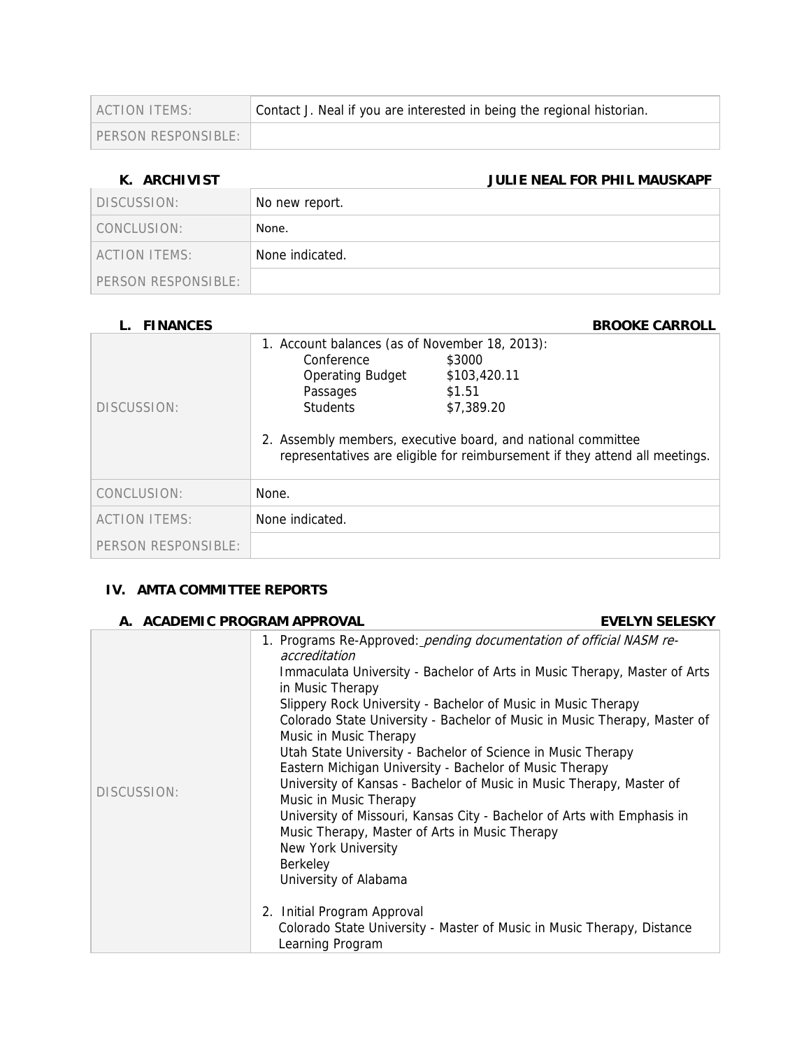| ACTION ITEMS: | Contact J. Neal if you are interested in being the regional historian. |
| --- | --- |
| PERSON RESPONSIBLE: | |

### K. ARCHIVIST — JULIE NEAL FOR PHIL MAUSKAPF

| DISCUSSION: | No new report. |
| --- | --- |
| CONCLUSION: | None. |
| ACTION ITEMS: | None indicated. |
| PERSON RESPONSIBLE: | |

### L. FINANCES — BROOKE CARROLL

| DISCUSSION: | 1. Account balances (as of November 18, 2013):<br>Conference $3000<br>Operating Budget $103,420.11<br>Passages $1.51<br>Students $7,389.20<br><br>2. Assembly members, executive board, and national committee representatives are eligible for reimbursement if they attend all meetings. |
| --- | --- |
| CONCLUSION: | None. |
| ACTION ITEMS: | None indicated. |
| PERSON RESPONSIBLE: | |

## IV. AMTA COMMITTEE REPORTS

### A. ACADEMIC PROGRAM APPROVAL — EVELYN SELESKY

| DISCUSSION: | 1. Programs Re-Approved: *pending documentation of official NASM re-accreditation*<br>Immaculata University - Bachelor of Arts in Music Therapy, Master of Arts in Music Therapy<br>Slippery Rock University - Bachelor of Music in Music Therapy<br>Colorado State University - Bachelor of Music in Music Therapy, Master of Music in Music Therapy<br>Utah State University - Bachelor of Science in Music Therapy<br>Eastern Michigan University - Bachelor of Music Therapy<br>University of Kansas - Bachelor of Music in Music Therapy, Master of Music in Music Therapy<br>University of Missouri, Kansas City - Bachelor of Arts with Emphasis in Music Therapy, Master of Arts in Music Therapy<br>New York University<br>Berkeley<br>University of Alabama<br><br>2. Initial Program Approval<br>Colorado State University - Master of Music in Music Therapy, Distance Learning Program |
| --- | --- |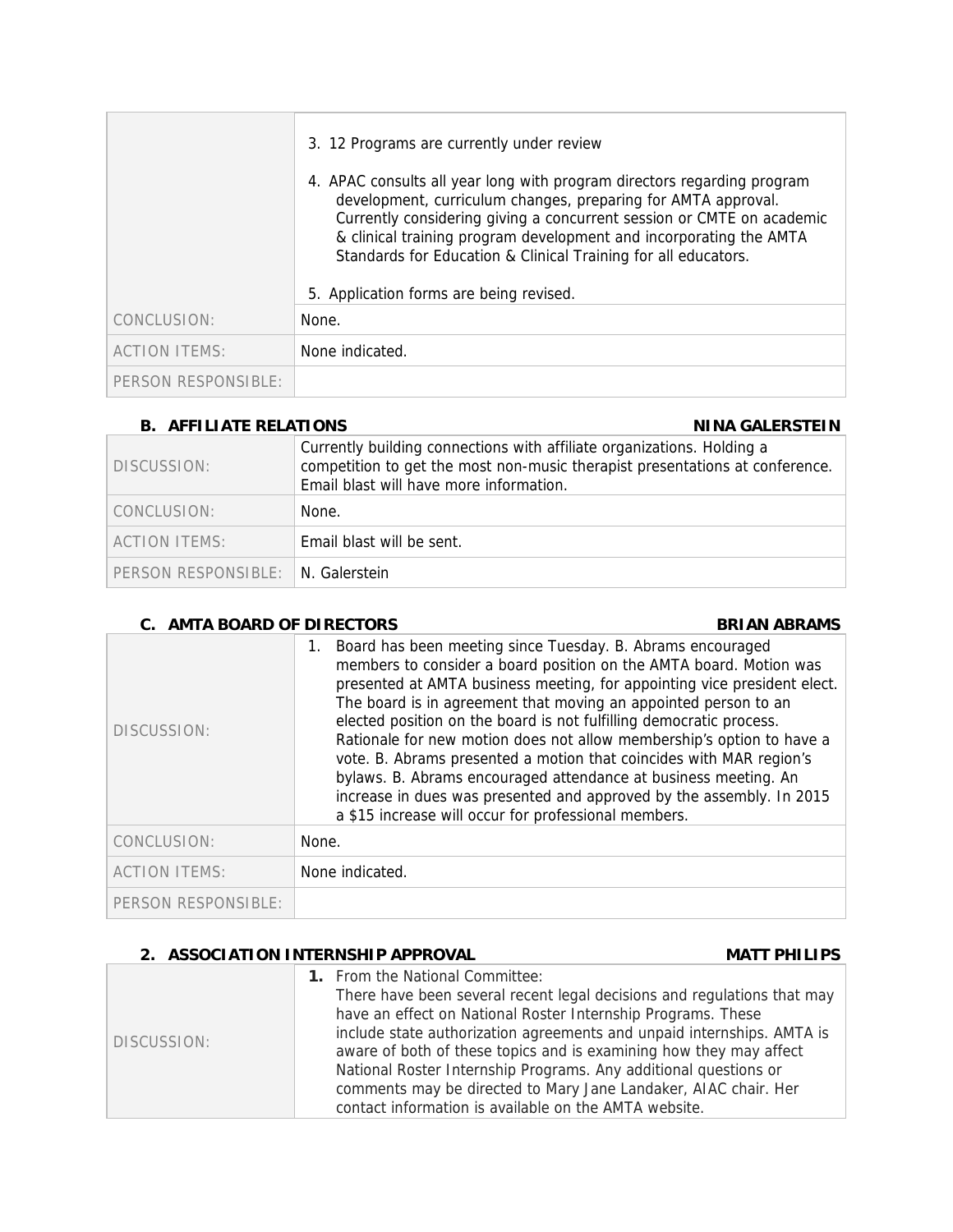| | |
|---|---|
| | 3. 12 Programs are currently under review<br><br>4. APAC consults all year long with program directors regarding program development, curriculum changes, preparing for AMTA approval. Currently considering giving a concurrent session or CMTE on academic & clinical training program development and incorporating the AMTA Standards for Education & Clinical Training for all educators.<br><br>5. Application forms are being revised. |
| CONCLUSION: | None. |
| ACTION ITEMS: | None indicated. |
| PERSON RESPONSIBLE: | |

### B. AFFILIATE RELATIONS — NINA GALERSTEIN

| | |
|---|---|
| DISCUSSION: | Currently building connections with affiliate organizations. Holding a competition to get the most non-music therapist presentations at conference. Email blast will have more information. |
| CONCLUSION: | None. |
| ACTION ITEMS: | Email blast will be sent. |
| PERSON RESPONSIBLE: | N. Galerstein |

### C. AMTA BOARD OF DIRECTORS — BRIAN ABRAMS

| | |
|---|---|
| DISCUSSION: | 1. Board has been meeting since Tuesday. B. Abrams encouraged members to consider a board position on the AMTA board. Motion was presented at AMTA business meeting, for appointing vice president elect. The board is in agreement that moving an appointed person to an elected position on the board is not fulfilling democratic process. Rationale for new motion does not allow membership's option to have a vote. B. Abrams presented a motion that coincides with MAR region's bylaws. B. Abrams encouraged attendance at business meeting. An increase in dues was presented and approved by the assembly. In 2015 a $15 increase will occur for professional members. |
| CONCLUSION: | None. |
| ACTION ITEMS: | None indicated. |
| PERSON RESPONSIBLE: | |

### 2. ASSOCIATION INTERNSHIP APPROVAL — MATT PHILIPS

| | |
|---|---|
| DISCUSSION: | **1.** From the National Committee:<br>There have been several recent legal decisions and regulations that may have an effect on National Roster Internship Programs. These include state authorization agreements and unpaid internships. AMTA is aware of both of these topics and is examining how they may affect National Roster Internship Programs. Any additional questions or comments may be directed to Mary Jane Landaker, AIAC chair. Her contact information is available on the AMTA website. |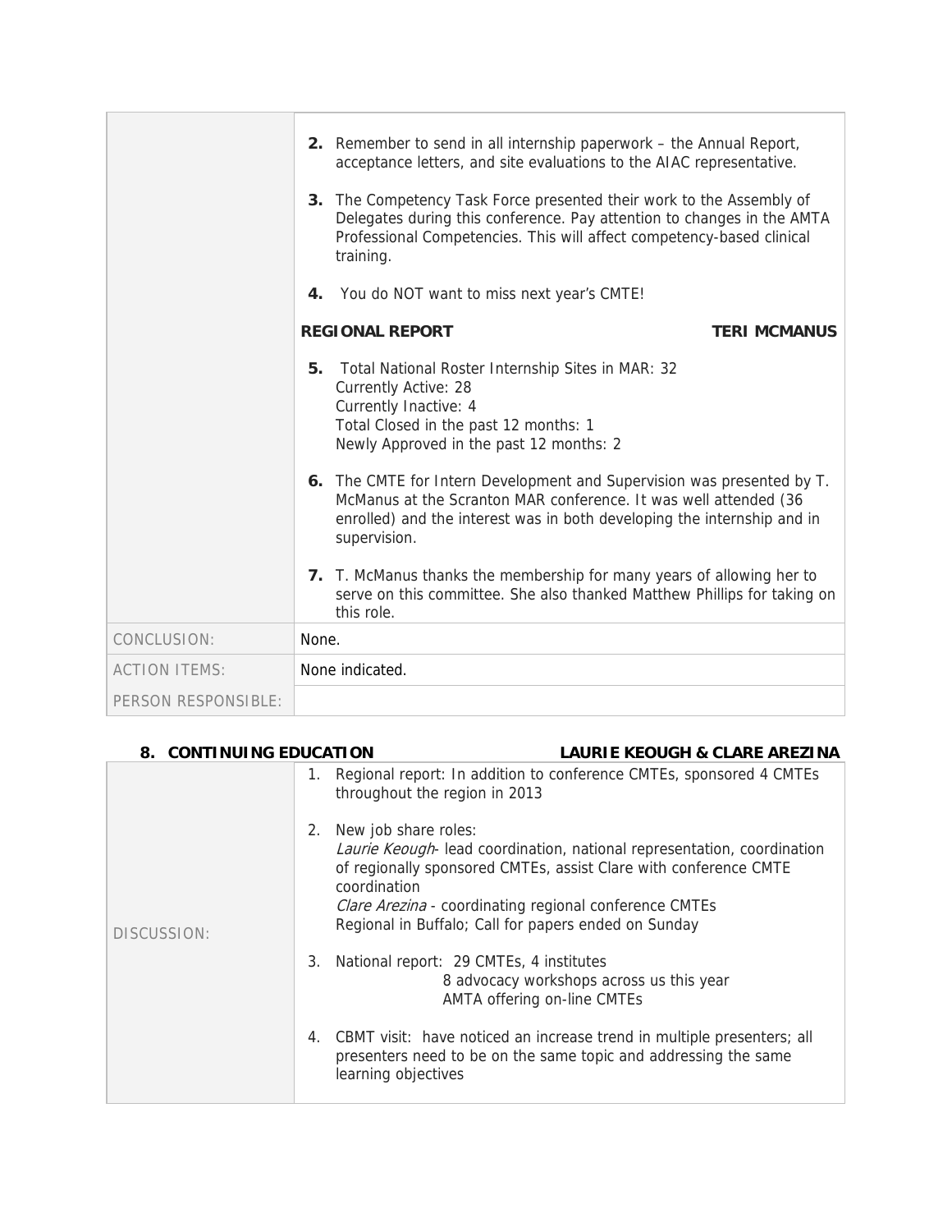| | |
|---|---|
| | **2.** Remember to send in all internship paperwork – the Annual Report, acceptance letters, and site evaluations to the AIAC representative.<br><br>**3.** The Competency Task Force presented their work to the Assembly of Delegates during this conference. Pay attention to changes in the AMTA Professional Competencies. This will affect competency-based clinical training.<br><br>**4.** You do NOT want to miss next year's CMTE!<br><br>**REGIONAL REPORT** **TERI MCMANUS**<br><br>**5.** Total National Roster Internship Sites in MAR: 32<br>Currently Active: 28<br>Currently Inactive: 4<br>Total Closed in the past 12 months: 1<br>Newly Approved in the past 12 months: 2<br><br>**6.** The CMTE for Intern Development and Supervision was presented by T. McManus at the Scranton MAR conference. It was well attended (36 enrolled) and the interest was in both developing the internship and in supervision.<br><br>**7.** T. McManus thanks the membership for many years of allowing her to serve on this committee. She also thanked Matthew Phillips for taking on this role. |
| CONCLUSION: | None. |
| ACTION ITEMS: | None indicated. |
| PERSON RESPONSIBLE: | |

**8. CONTINUING EDUCATION** **LAURIE KEOUGH & CLARE AREZINA**

| | |
|---|---|
| DISCUSSION: | 1. Regional report: In addition to conference CMTEs, sponsored 4 CMTEs throughout the region in 2013<br><br>2. New job share roles:<br>*Laurie Keough*- lead coordination, national representation, coordination of regionally sponsored CMTEs, assist Clare with conference CMTE coordination<br>*Clare Arezina* - coordinating regional conference CMTEs<br>Regional in Buffalo; Call for papers ended on Sunday<br><br>3. National report: 29 CMTEs, 4 institutes<br>8 advocacy workshops across us this year<br>AMTA offering on-line CMTEs<br><br>4. CBMT visit: have noticed an increase trend in multiple presenters; all presenters need to be on the same topic and addressing the same learning objectives |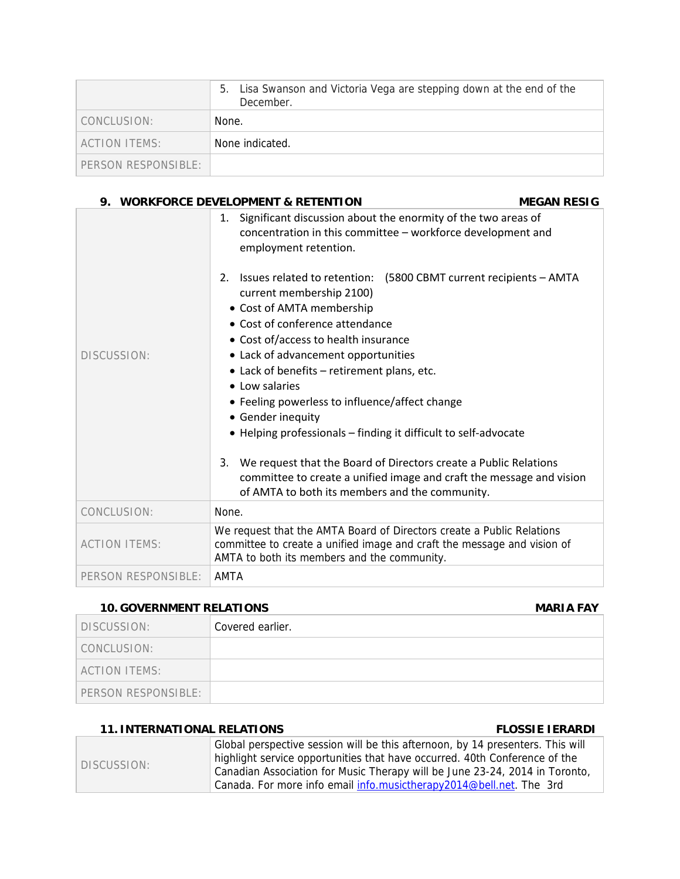| | |
|---|---|
| | 5. Lisa Swanson and Victoria Vega are stepping down at the end of the December. |
| CONCLUSION: | None. |
| ACTION ITEMS: | None indicated. |
| PERSON RESPONSIBLE: | |

### 9. WORKFORCE DEVELOPMENT & RETENTION — MEGAN RESIG

| | |
|---|---|
| DISCUSSION: | 1. Significant discussion about the enormity of the two areas of concentration in this committee – workforce development and employment retention.<br><br>2. Issues related to retention: (5800 CBMT current recipients – AMTA current membership 2100)<br>• Cost of AMTA membership<br>• Cost of conference attendance<br>• Cost of/access to health insurance<br>• Lack of advancement opportunities<br>• Lack of benefits – retirement plans, etc.<br>• Low salaries<br>• Feeling powerless to influence/affect change<br>• Gender inequity<br>• Helping professionals – finding it difficult to self-advocate<br><br>3. We request that the Board of Directors create a Public Relations committee to create a unified image and craft the message and vision of AMTA to both its members and the community. |
| CONCLUSION: | None. |
| ACTION ITEMS: | We request that the AMTA Board of Directors create a Public Relations committee to create a unified image and craft the message and vision of AMTA to both its members and the community. |
| PERSON RESPONSIBLE: | AMTA |

### 10. GOVERNMENT RELATIONS — MARIA FAY

| | |
|---|---|
| DISCUSSION: | Covered earlier. |
| CONCLUSION: | |
| ACTION ITEMS: | |
| PERSON RESPONSIBLE: | |

### 11. INTERNATIONAL RELATIONS — FLOSSIE IERARDI

| | |
|---|---|
| DISCUSSION: | Global perspective session will be this afternoon, by 14 presenters. This will highlight service opportunities that have occurred. 40th Conference of the Canadian Association for Music Therapy will be June 23-24, 2014 in Toronto, Canada. For more info email info.musictherapy2014@bell.net. The 3rd |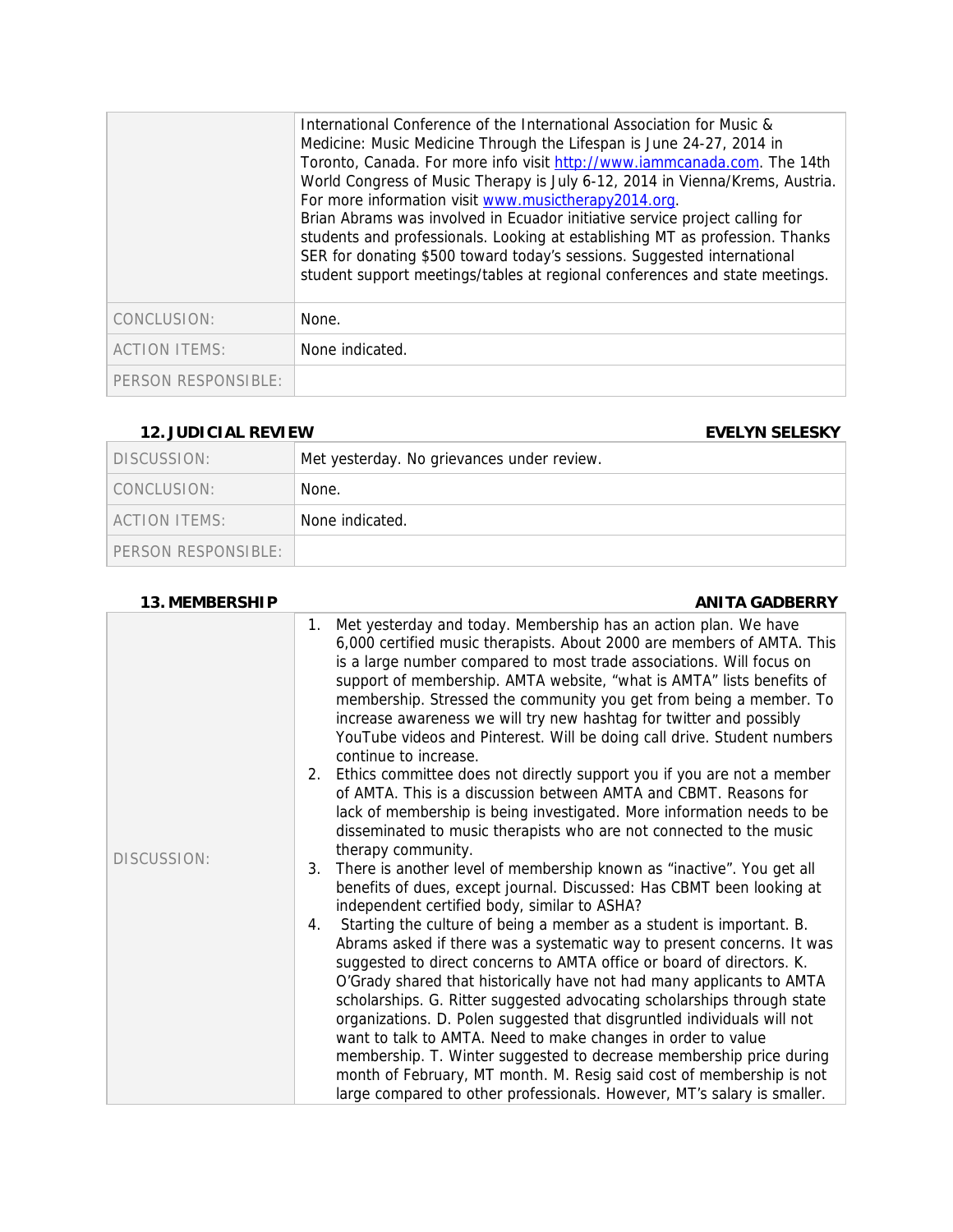| | |
|---|---|
| | International Conference of the International Association for Music & Medicine: Music Medicine Through the Lifespan is June 24-27, 2014 in Toronto, Canada. For more info visit http://www.iammcanada.com. The 14th World Congress of Music Therapy is July 6-12, 2014 in Vienna/Krems, Austria. For more information visit www.musictherapy2014.org.<br>Brian Abrams was involved in Ecuador initiative service project calling for students and professionals. Looking at establishing MT as profession. Thanks SER for donating $500 toward today's sessions. Suggested international student support meetings/tables at regional conferences and state meetings. |
| CONCLUSION: | None. |
| ACTION ITEMS: | None indicated. |
| PERSON RESPONSIBLE: | |

**12. JUDICIAL REVIEW** **EVELYN SELESKY**

| | |
|---|---|
| DISCUSSION: | Met yesterday. No grievances under review. |
| CONCLUSION: | None. |
| ACTION ITEMS: | None indicated. |
| PERSON RESPONSIBLE: | |

**13. MEMBERSHIP** **ANITA GADBERRY**

| | |
|---|---|
| DISCUSSION: | 1. Met yesterday and today. Membership has an action plan. We have 6,000 certified music therapists. About 2000 are members of AMTA. This is a large number compared to most trade associations. Will focus on support of membership. AMTA website, "what is AMTA" lists benefits of membership. Stressed the community you get from being a member. To increase awareness we will try new hashtag for twitter and possibly YouTube videos and Pinterest. Will be doing call drive. Student numbers continue to increase.<br>2. Ethics committee does not directly support you if you are not a member of AMTA. This is a discussion between AMTA and CBMT. Reasons for lack of membership is being investigated. More information needs to be disseminated to music therapists who are not connected to the music therapy community.<br>3. There is another level of membership known as "inactive". You get all benefits of dues, except journal. Discussed: Has CBMT been looking at independent certified body, similar to ASHA?<br>4. Starting the culture of being a member as a student is important. B. Abrams asked if there was a systematic way to present concerns. It was suggested to direct concerns to AMTA office or board of directors. K. O'Grady shared that historically have not had many applicants to AMTA scholarships. G. Ritter suggested advocating scholarships through state organizations. D. Polen suggested that disgruntled individuals will not want to talk to AMTA. Need to make changes in order to value membership. T. Winter suggested to decrease membership price during month of February, MT month. M. Resig said cost of membership is not large compared to other professionals. However, MT's salary is smaller. |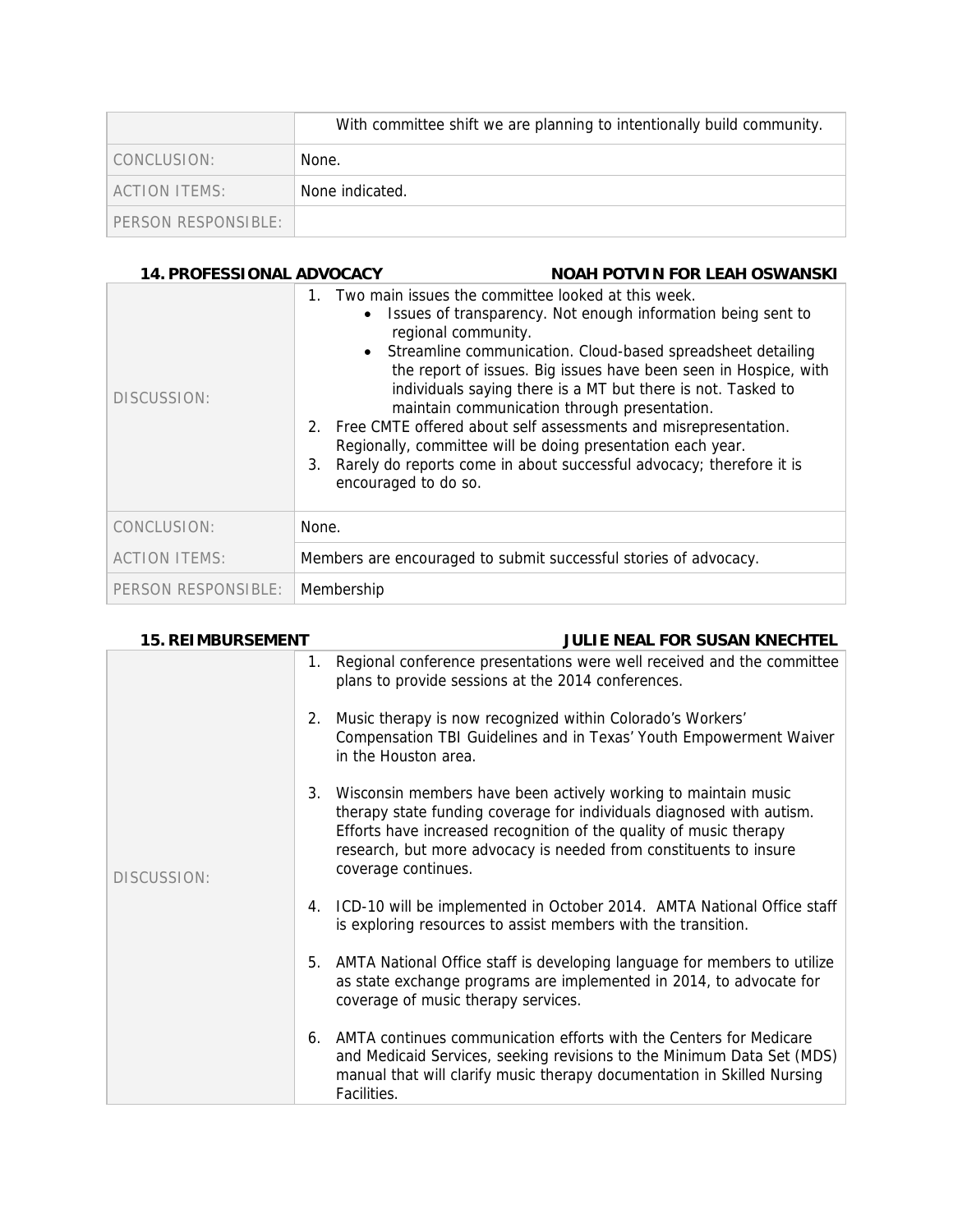| | |
|---|---|
| | With committee shift we are planning to intentionally build community. |
| CONCLUSION: | None. |
| ACTION ITEMS: | None indicated. |
| PERSON RESPONSIBLE: | |

### 14. PROFESSIONAL ADVOCACY — NOAH POTVIN FOR LEAH OSWANSKI

| | |
|---|---|
| DISCUSSION: | 1. Two main issues the committee looked at this week.<br>• Issues of transparency. Not enough information being sent to regional community.<br>• Streamline communication. Cloud-based spreadsheet detailing the report of issues. Big issues have been seen in Hospice, with individuals saying there is a MT but there is not. Tasked to maintain communication through presentation.<br>2. Free CMTE offered about self assessments and misrepresentation. Regionally, committee will be doing presentation each year.<br>3. Rarely do reports come in about successful advocacy; therefore it is encouraged to do so. |
| CONCLUSION: | None. |
| ACTION ITEMS: | Members are encouraged to submit successful stories of advocacy. |
| PERSON RESPONSIBLE: | Membership |

### 15. REIMBURSEMENT — JULIE NEAL FOR SUSAN KNECHTEL

| | |
|---|---|
| DISCUSSION: | 1. Regional conference presentations were well received and the committee plans to provide sessions at the 2014 conferences.<br>2. Music therapy is now recognized within Colorado's Workers' Compensation TBI Guidelines and in Texas' Youth Empowerment Waiver in the Houston area.<br>3. Wisconsin members have been actively working to maintain music therapy state funding coverage for individuals diagnosed with autism. Efforts have increased recognition of the quality of music therapy research, but more advocacy is needed from constituents to insure coverage continues.<br>4. ICD-10 will be implemented in October 2014. AMTA National Office staff is exploring resources to assist members with the transition.<br>5. AMTA National Office staff is developing language for members to utilize as state exchange programs are implemented in 2014, to advocate for coverage of music therapy services.<br>6. AMTA continues communication efforts with the Centers for Medicare and Medicaid Services, seeking revisions to the Minimum Data Set (MDS) manual that will clarify music therapy documentation in Skilled Nursing Facilities. |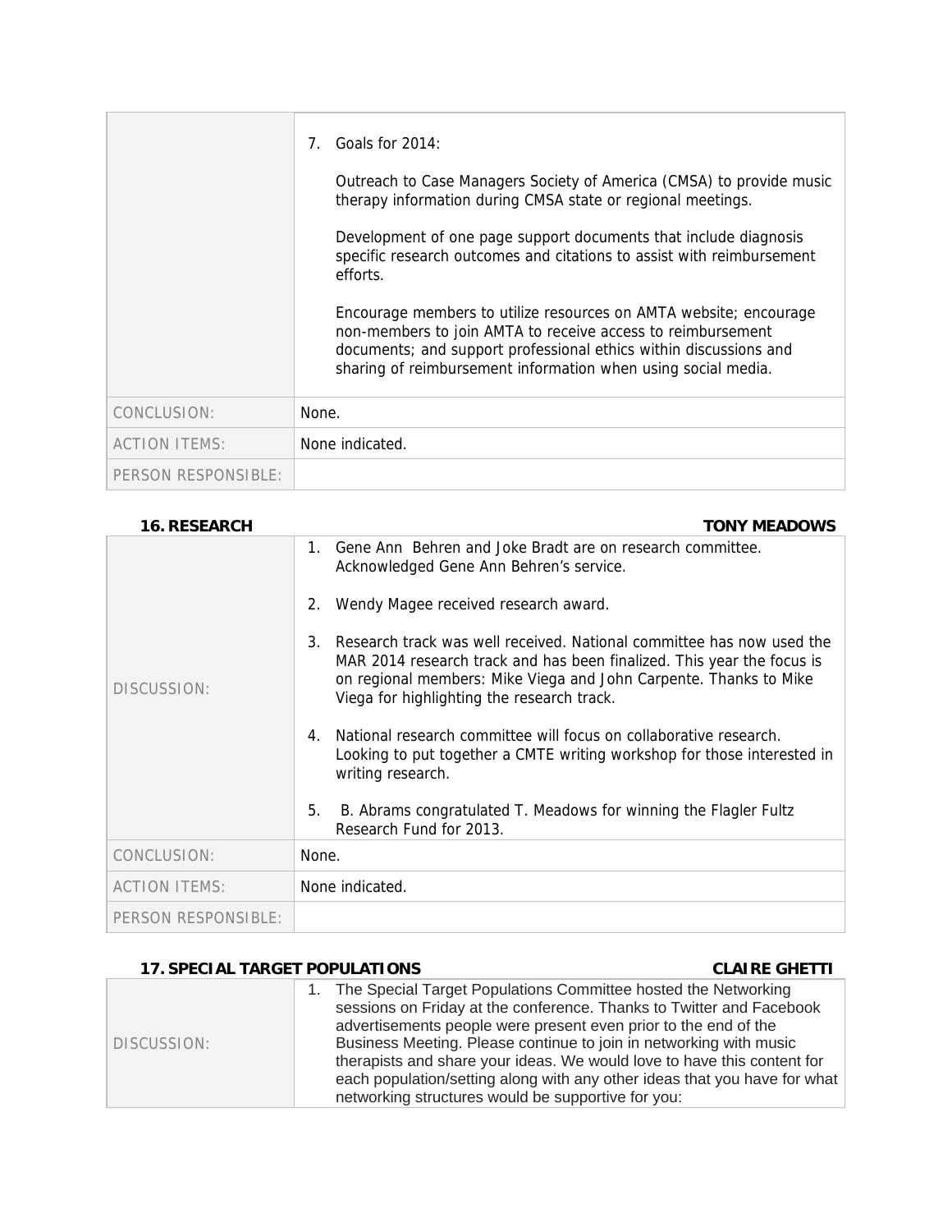| | |
|---|---|
| | 7. Goals for 2014:<br><br>Outreach to Case Managers Society of America (CMSA) to provide music therapy information during CMSA state or regional meetings.<br><br>Development of one page support documents that include diagnosis specific research outcomes and citations to assist with reimbursement efforts.<br><br>Encourage members to utilize resources on AMTA website; encourage non-members to join AMTA to receive access to reimbursement documents; and support professional ethics within discussions and sharing of reimbursement information when using social media. |
| CONCLUSION: | None. |
| ACTION ITEMS: | None indicated. |
| PERSON RESPONSIBLE: | |

## 16. RESEARCH — TONY MEADOWS

| | |
|---|---|
| DISCUSSION: | 1. Gene Ann Behren and Joke Bradt are on research committee. Acknowledged Gene Ann Behren's service.<br><br>2. Wendy Magee received research award.<br><br>3. Research track was well received. National committee has now used the MAR 2014 research track and has been finalized. This year the focus is on regional members: Mike Viega and John Carpente. Thanks to Mike Viega for highlighting the research track.<br><br>4. National research committee will focus on collaborative research. Looking to put together a CMTE writing workshop for those interested in writing research.<br><br>5. B. Abrams congratulated T. Meadows for winning the Flagler Fultz Research Fund for 2013. |
| CONCLUSION: | None. |
| ACTION ITEMS: | None indicated. |
| PERSON RESPONSIBLE: | |

## 17. SPECIAL TARGET POPULATIONS — CLAIRE GHETTI

| | |
|---|---|
| DISCUSSION: | 1. The Special Target Populations Committee hosted the Networking sessions on Friday at the conference. Thanks to Twitter and Facebook advertisements people were present even prior to the end of the Business Meeting. Please continue to join in networking with music therapists and share your ideas. We would love to have this content for each population/setting along with any other ideas that you have for what networking structures would be supportive for you: |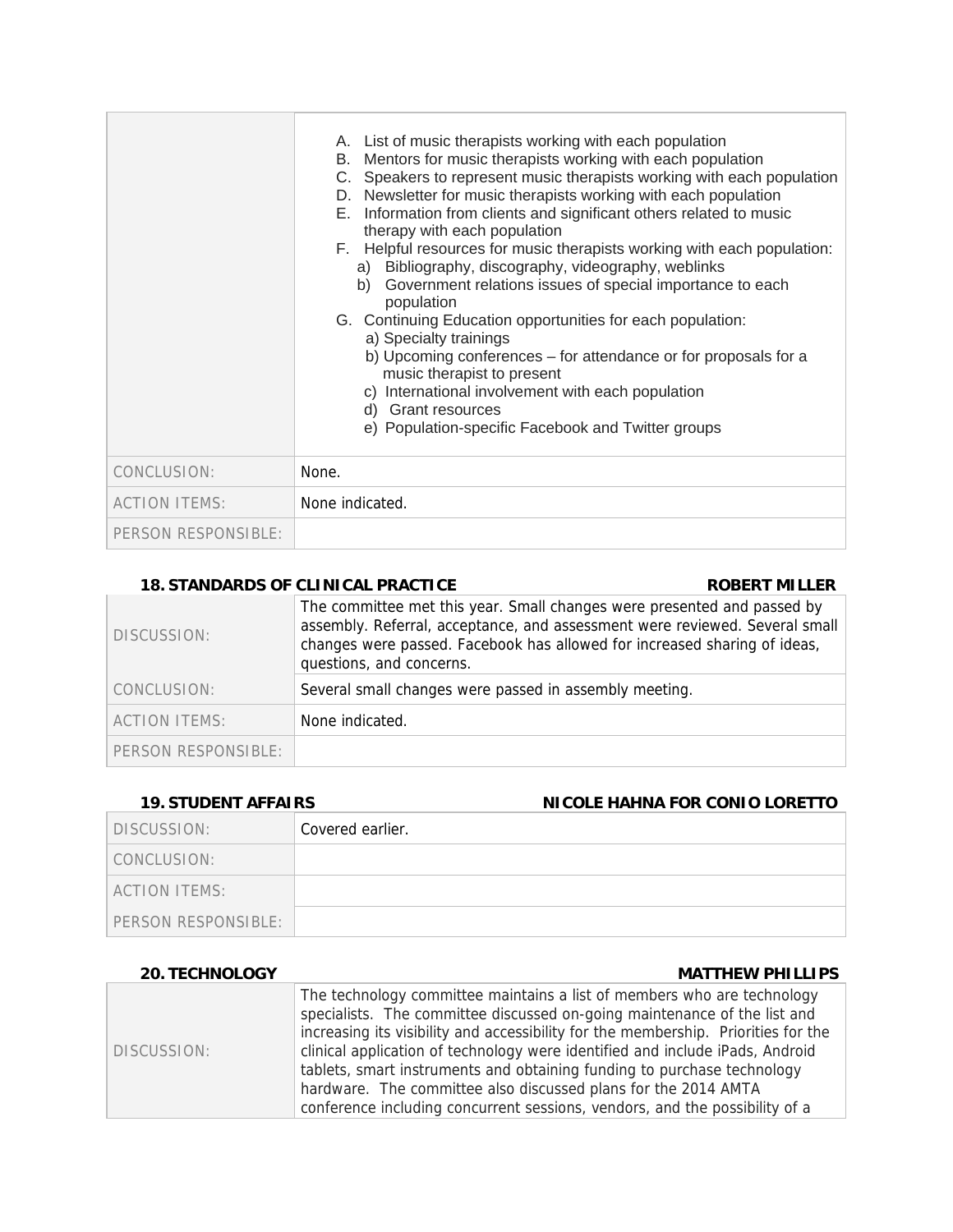| | |
|---|---|
| | A. List of music therapists working with each population<br>B. Mentors for music therapists working with each population<br>C. Speakers to represent music therapists working with each population<br>D. Newsletter for music therapists working with each population<br>E. Information from clients and significant others related to music therapy with each population<br>F. Helpful resources for music therapists working with each population:<br>a) Bibliography, discography, videography, weblinks<br>b) Government relations issues of special importance to each population<br>G. Continuing Education opportunities for each population:<br>a) Specialty trainings<br>b) Upcoming conferences – for attendance or for proposals for a music therapist to present<br>c) International involvement with each population<br>d) Grant resources<br>e) Population-specific Facebook and Twitter groups |
| CONCLUSION: | None. |
| ACTION ITEMS: | None indicated. |
| PERSON RESPONSIBLE: | |

**18. STANDARDS OF CLINICAL PRACTICE** **ROBERT MILLER**

| | |
|---|---|
| DISCUSSION: | The committee met this year. Small changes were presented and passed by assembly. Referral, acceptance, and assessment were reviewed. Several small changes were passed. Facebook has allowed for increased sharing of ideas, questions, and concerns. |
| CONCLUSION: | Several small changes were passed in assembly meeting. |
| ACTION ITEMS: | None indicated. |
| PERSON RESPONSIBLE: | |

**19. STUDENT AFFAIRS** **NICOLE HAHNA FOR CONIO LORETTO**

| | |
|---|---|
| DISCUSSION: | Covered earlier. |
| CONCLUSION: | |
| ACTION ITEMS: | |
| PERSON RESPONSIBLE: | |

**20. TECHNOLOGY** **MATTHEW PHILLIPS**

| | |
|---|---|
| DISCUSSION: | The technology committee maintains a list of members who are technology specialists. The committee discussed on-going maintenance of the list and increasing its visibility and accessibility for the membership. Priorities for the clinical application of technology were identified and include iPads, Android tablets, smart instruments and obtaining funding to purchase technology hardware. The committee also discussed plans for the 2014 AMTA conference including concurrent sessions, vendors, and the possibility of a |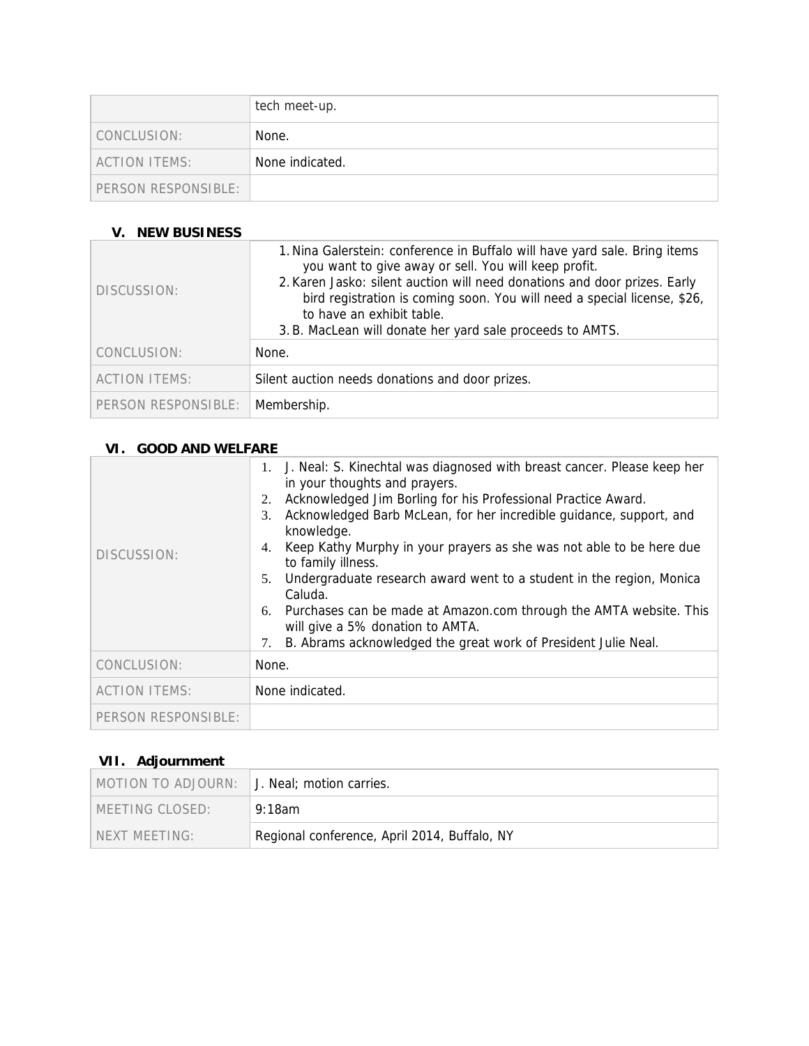| | |
|---|---|
| | tech meet-up. |
| CONCLUSION: | None. |
| ACTION ITEMS: | None indicated. |
| PERSON RESPONSIBLE: | |

### V. NEW BUSINESS

| | |
|---|---|
| DISCUSSION: | 1. Nina Galerstein: conference in Buffalo will have yard sale. Bring items you want to give away or sell. You will keep profit.<br>2. Karen Jasko: silent auction will need donations and door prizes. Early bird registration is coming soon. You will need a special license, $26, to have an exhibit table.<br>3. B. MacLean will donate her yard sale proceeds to AMTS. |
| CONCLUSION: | None. |
| ACTION ITEMS: | Silent auction needs donations and door prizes. |
| PERSON RESPONSIBLE: | Membership. |

### VI. GOOD AND WELFARE

| | |
|---|---|
| DISCUSSION: | 1. J. Neal: S. Kinechtal was diagnosed with breast cancer. Please keep her in your thoughts and prayers.<br>2. Acknowledged Jim Borling for his Professional Practice Award.<br>3. Acknowledged Barb McLean, for her incredible guidance, support, and knowledge.<br>4. Keep Kathy Murphy in your prayers as she was not able to be here due to family illness.<br>5. Undergraduate research award went to a student in the region, Monica Caluda.<br>6. Purchases can be made at Amazon.com through the AMTA website. This will give a 5% donation to AMTA.<br>7. B. Abrams acknowledged the great work of President Julie Neal. |
| CONCLUSION: | None. |
| ACTION ITEMS: | None indicated. |
| PERSON RESPONSIBLE: | |

### VII. Adjournment

| | |
|---|---|
| MOTION TO ADJOURN: | J. Neal; motion carries. |
| MEETING CLOSED: | 9:18am |
| NEXT MEETING: | Regional conference, April 2014, Buffalo, NY |